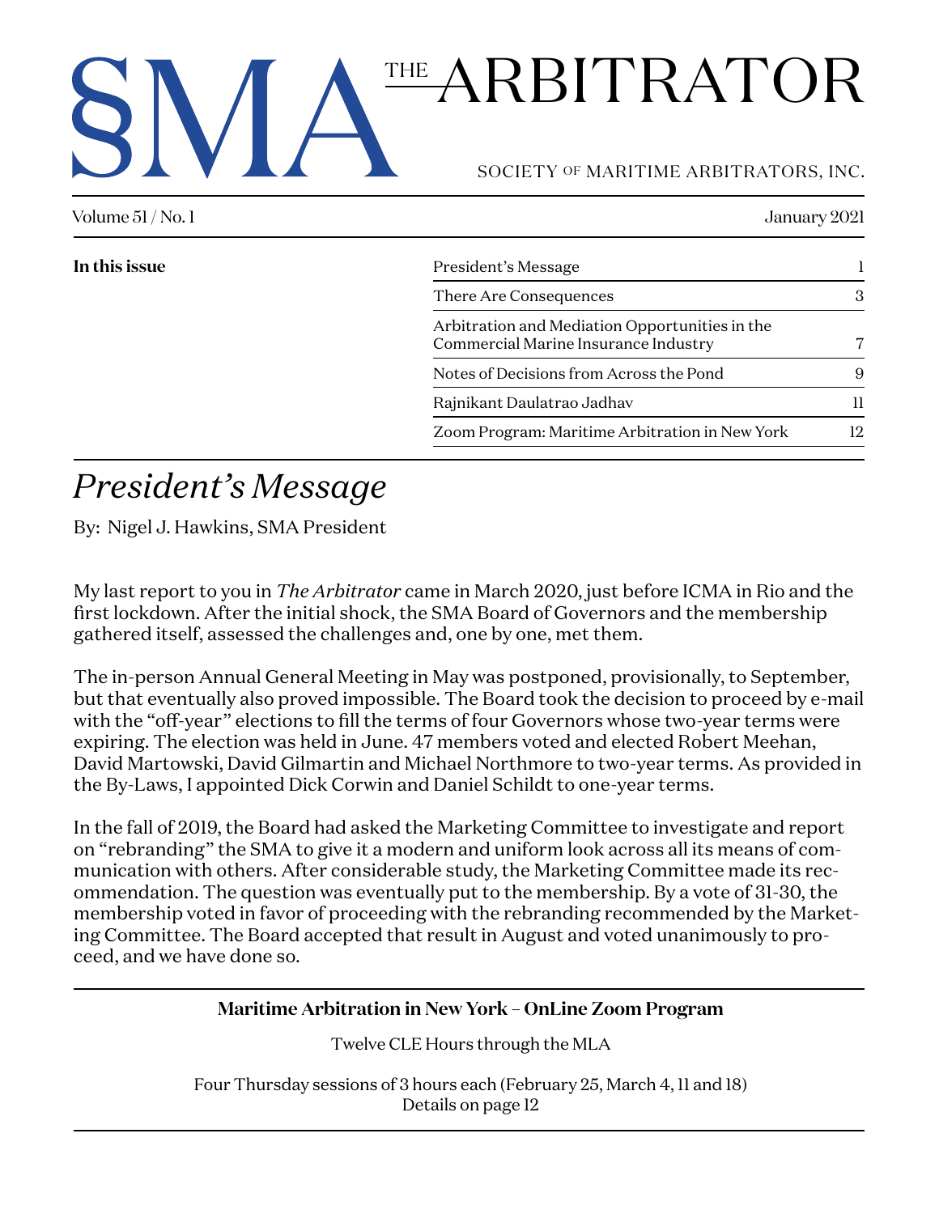# SMA THE ARBITRATOR

SOCIETY OF MARITIME ARBITRATORS, INC.

Volume 51 / No. 1 — January 2021

**In this issue**

| | |
|---|---|
| President's Message | 1 |
| There Are Consequences | 3 |
| Arbitration and Mediation Opportunities in the Commercial Marine Insurance Industry | 7 |
| Notes of Decisions from Across the Pond | 9 |
| Rajnikant Daulatrao Jadhav | 11 |
| Zoom Program: Maritime Arbitration in New York | 12 |

## *President's Message*

By: Nigel J. Hawkins, SMA President

My last report to you in *The Arbitrator* came in March 2020, just before ICMA in Rio and the first lockdown. After the initial shock, the SMA Board of Governors and the membership gathered itself, assessed the challenges and, one by one, met them.

The in-person Annual General Meeting in May was postponed, provisionally, to September, but that eventually also proved impossible. The Board took the decision to proceed by e-mail with the "off-year" elections to fill the terms of four Governors whose two-year terms were expiring. The election was held in June. 47 members voted and elected Robert Meehan, David Martowski, David Gilmartin and Michael Northmore to two-year terms. As provided in the By-Laws, I appointed Dick Corwin and Daniel Schildt to one-year terms.

In the fall of 2019, the Board had asked the Marketing Committee to investigate and report on "rebranding" the SMA to give it a modern and uniform look across all its means of communication with others. After considerable study, the Marketing Committee made its recommendation. The question was eventually put to the membership. By a vote of 31-30, the membership voted in favor of proceeding with the rebranding recommended by the Marketing Committee. The Board accepted that result in August and voted unanimously to proceed, and we have done so.

---

**Maritime Arbitration in New York – OnLine Zoom Program**

Twelve CLE Hours through the MLA

Four Thursday sessions of 3 hours each (February 25, March 4, 11 and 18)
Details on page 12

---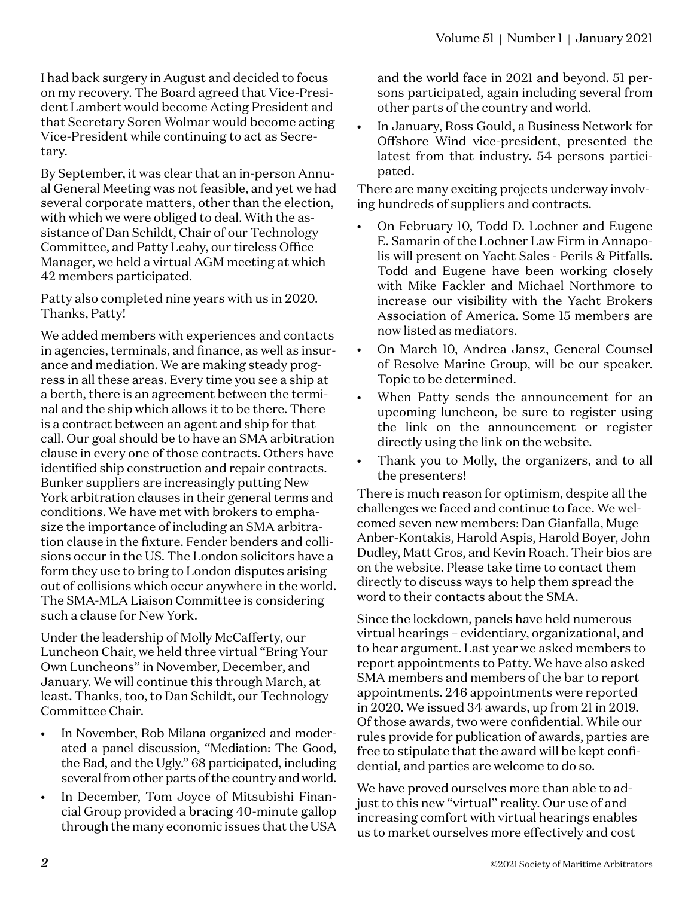I had back surgery in August and decided to focus on my recovery. The Board agreed that Vice-President Lambert would become Acting President and that Secretary Soren Wolmar would become acting Vice-President while continuing to act as Secretary.

By September, it was clear that an in-person Annual General Meeting was not feasible, and yet we had several corporate matters, other than the election, with which we were obliged to deal. With the assistance of Dan Schildt, Chair of our Technology Committee, and Patty Leahy, our tireless Office Manager, we held a virtual AGM meeting at which 42 members participated.

Patty also completed nine years with us in 2020. Thanks, Patty!

We added members with experiences and contacts in agencies, terminals, and finance, as well as insurance and mediation. We are making steady progress in all these areas. Every time you see a ship at a berth, there is an agreement between the terminal and the ship which allows it to be there. There is a contract between an agent and ship for that call. Our goal should be to have an SMA arbitration clause in every one of those contracts. Others have identified ship construction and repair contracts. Bunker suppliers are increasingly putting New York arbitration clauses in their general terms and conditions. We have met with brokers to emphasize the importance of including an SMA arbitration clause in the fixture. Fender benders and collisions occur in the US. The London solicitors have a form they use to bring to London disputes arising out of collisions which occur anywhere in the world. The SMA-MLA Liaison Committee is considering such a clause for New York.

Under the leadership of Molly McCafferty, our Luncheon Chair, we held three virtual "Bring Your Own Luncheons" in November, December, and January. We will continue this through March, at least. Thanks, too, to Dan Schildt, our Technology Committee Chair.

- In November, Rob Milana organized and moderated a panel discussion, "Mediation: The Good, the Bad, and the Ugly." 68 participated, including several from other parts of the country and world.
- In December, Tom Joyce of Mitsubishi Financial Group provided a bracing 40-minute gallop through the many economic issues that the USA and the world face in 2021 and beyond. 51 persons participated, again including several from other parts of the country and world.
- In January, Ross Gould, a Business Network for Offshore Wind vice-president, presented the latest from that industry. 54 persons participated.

There are many exciting projects underway involving hundreds of suppliers and contracts.

- On February 10, Todd D. Lochner and Eugene E. Samarin of the Lochner Law Firm in Annapolis will present on Yacht Sales - Perils & Pitfalls. Todd and Eugene have been working closely with Mike Fackler and Michael Northmore to increase our visibility with the Yacht Brokers Association of America. Some 15 members are now listed as mediators.
- On March 10, Andrea Jansz, General Counsel of Resolve Marine Group, will be our speaker. Topic to be determined.
- When Patty sends the announcement for an upcoming luncheon, be sure to register using the link on the announcement or register directly using the link on the website.
- Thank you to Molly, the organizers, and to all the presenters!

There is much reason for optimism, despite all the challenges we faced and continue to face. We welcomed seven new members: Dan Gianfalla, Muge Anber-Kontakis, Harold Aspis, Harold Boyer, John Dudley, Matt Gros, and Kevin Roach. Their bios are on the website. Please take time to contact them directly to discuss ways to help them spread the word to their contacts about the SMA.

Since the lockdown, panels have held numerous virtual hearings – evidentiary, organizational, and to hear argument. Last year we asked members to report appointments to Patty. We have also asked SMA members and members of the bar to report appointments. 246 appointments were reported in 2020. We issued 34 awards, up from 21 in 2019. Of those awards, two were confidential. While our rules provide for publication of awards, parties are free to stipulate that the award will be kept confidential, and parties are welcome to do so.

We have proved ourselves more than able to adjust to this new "virtual" reality. Our use of and increasing comfort with virtual hearings enables us to market ourselves more effectively and cost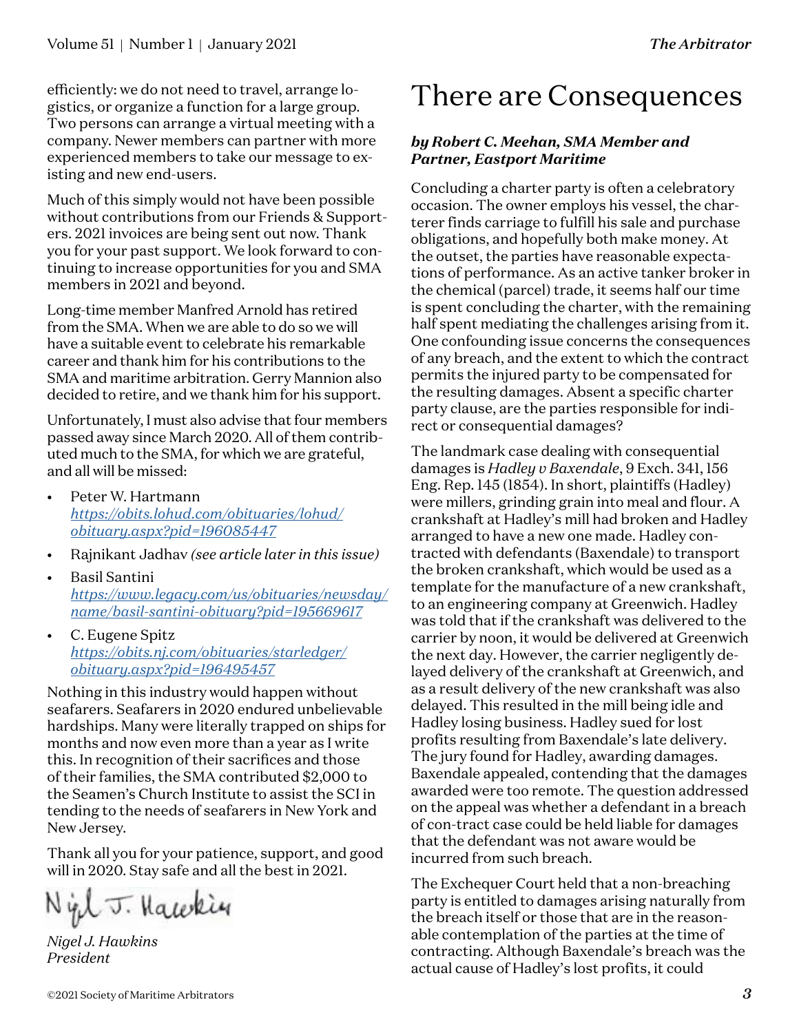efficiently: we do not need to travel, arrange logistics, or organize a function for a large group. Two persons can arrange a virtual meeting with a company. Newer members can partner with more experienced members to take our message to existing and new end-users.

Much of this simply would not have been possible without contributions from our Friends & Supporters. 2021 invoices are being sent out now. Thank you for your past support. We look forward to continuing to increase opportunities for you and SMA members in 2021 and beyond.

Long-time member Manfred Arnold has retired from the SMA. When we are able to do so we will have a suitable event to celebrate his remarkable career and thank him for his contributions to the SMA and maritime arbitration. Gerry Mannion also decided to retire, and we thank him for his support.

Unfortunately, I must also advise that four members passed away since March 2020. All of them contributed much to the SMA, for which we are grateful, and all will be missed:

- Peter W. Hartmann  
  https://obits.lohud.com/obituaries/lohud/obituary.aspx?pid=196085447
- Rajnikant Jadhav *(see article later in this issue)*
- Basil Santini  
  https://www.legacy.com/us/obituaries/newsday/name/basil-santini-obituary?pid=195669617
- C. Eugene Spitz  
  https://obits.nj.com/obituaries/starledger/obituary.aspx?pid=196495457

Nothing in this industry would happen without seafarers. Seafarers in 2020 endured unbelievable hardships. Many were literally trapped on ships for months and now even more than a year as I write this. In recognition of their sacrifices and those of their families, the SMA contributed $2,000 to the Seamen's Church Institute to assist the SCI in tending to the needs of seafarers in New York and New Jersey.

Thank all you for your patience, support, and good will in 2020. Stay safe and all the best in 2021.

*Nigel J. Hawkins*  
*President*

# There are Consequences

***by Robert C. Meehan, SMA Member and Partner, Eastport Maritime***

Concluding a charter party is often a celebratory occasion. The owner employs his vessel, the charterer finds carriage to fulfill his sale and purchase obligations, and hopefully both make money. At the outset, the parties have reasonable expectations of performance. As an active tanker broker in the chemical (parcel) trade, it seems half our time is spent concluding the charter, with the remaining half spent mediating the challenges arising from it. One confounding issue concerns the consequences of any breach, and the extent to which the contract permits the injured party to be compensated for the resulting damages. Absent a specific charter party clause, are the parties responsible for indirect or consequential damages?

The landmark case dealing with consequential damages is *Hadley v Baxendale*, 9 Exch. 341, 156 Eng. Rep. 145 (1854). In short, plaintiffs (Hadley) were millers, grinding grain into meal and flour. A crankshaft at Hadley's mill had broken and Hadley arranged to have a new one made. Hadley contracted with defendants (Baxendale) to transport the broken crankshaft, which would be used as a template for the manufacture of a new crankshaft, to an engineering company at Greenwich. Hadley was told that if the crankshaft was delivered to the carrier by noon, it would be delivered at Greenwich the next day. However, the carrier negligently delayed delivery of the crankshaft at Greenwich, and as a result delivery of the new crankshaft was also delayed. This resulted in the mill being idle and Hadley losing business. Hadley sued for lost profits resulting from Baxendale's late delivery. The jury found for Hadley, awarding damages. Baxendale appealed, contending that the damages awarded were too remote. The question addressed on the appeal was whether a defendant in a breach of con-tract case could be held liable for damages that the defendant was not aware would be incurred from such breach.

The Exchequer Court held that a non-breaching party is entitled to damages arising naturally from the breach itself or those that are in the reasonable contemplation of the parties at the time of contracting. Although Baxendale's breach was the actual cause of Hadley's lost profits, it could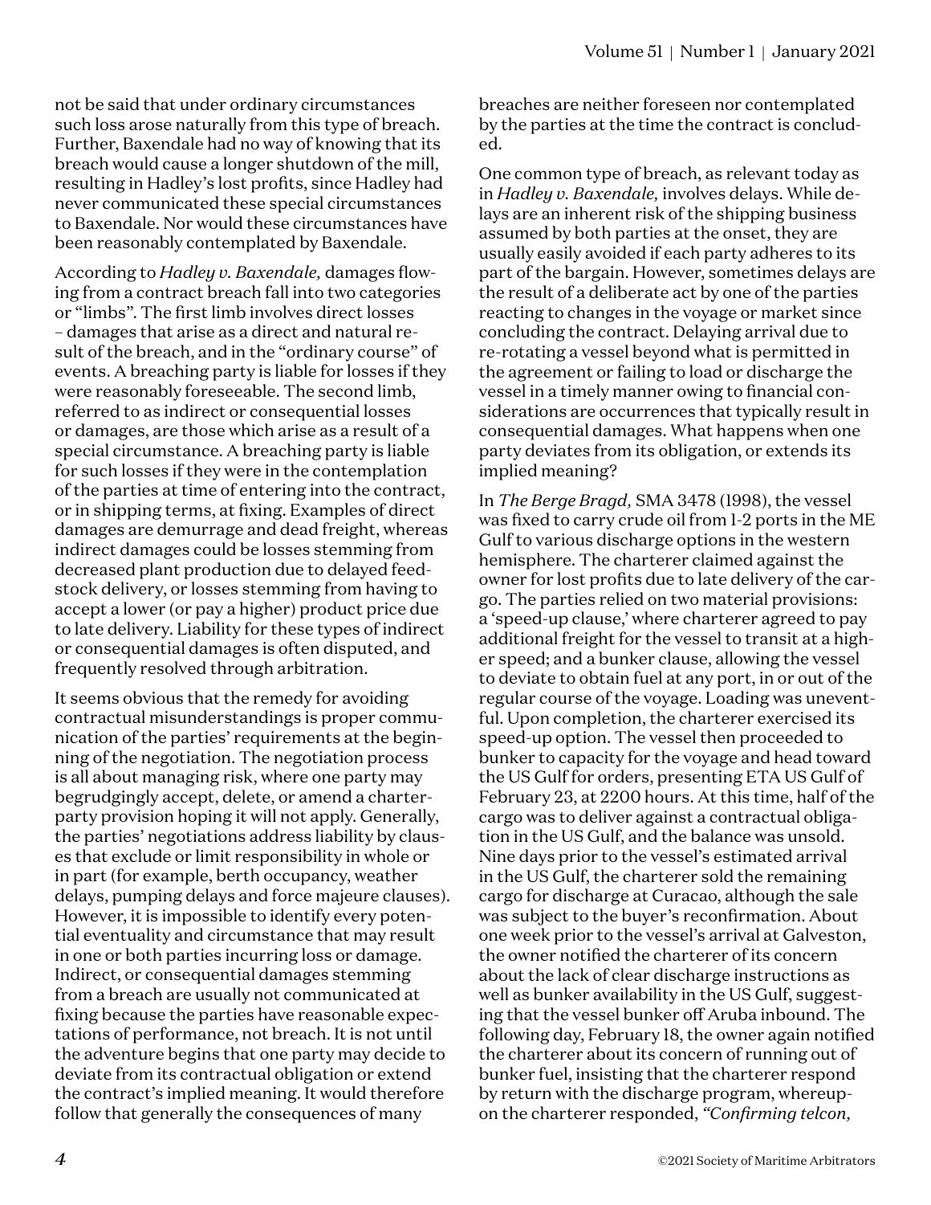not be said that under ordinary circumstances such loss arose naturally from this type of breach. Further, Baxendale had no way of knowing that its breach would cause a longer shutdown of the mill, resulting in Hadley's lost profits, since Hadley had never communicated these special circumstances to Baxendale. Nor would these circumstances have been reasonably contemplated by Baxendale.

According to *Hadley v. Baxendale,* damages flowing from a contract breach fall into two categories or "limbs". The first limb involves direct losses – damages that arise as a direct and natural result of the breach, and in the "ordinary course" of events. A breaching party is liable for losses if they were reasonably foreseeable. The second limb, referred to as indirect or consequential losses or damages, are those which arise as a result of a special circumstance. A breaching party is liable for such losses if they were in the contemplation of the parties at time of entering into the contract, or in shipping terms, at fixing. Examples of direct damages are demurrage and dead freight, whereas indirect damages could be losses stemming from decreased plant production due to delayed feedstock delivery, or losses stemming from having to accept a lower (or pay a higher) product price due to late delivery. Liability for these types of indirect or consequential damages is often disputed, and frequently resolved through arbitration.

It seems obvious that the remedy for avoiding contractual misunderstandings is proper communication of the parties' requirements at the beginning of the negotiation. The negotiation process is all about managing risk, where one party may begrudgingly accept, delete, or amend a charterparty provision hoping it will not apply. Generally, the parties' negotiations address liability by clauses that exclude or limit responsibility in whole or in part (for example, berth occupancy, weather delays, pumping delays and force majeure clauses). However, it is impossible to identify every potential eventuality and circumstance that may result in one or both parties incurring loss or damage. Indirect, or consequential damages stemming from a breach are usually not communicated at fixing because the parties have reasonable expectations of performance, not breach. It is not until the adventure begins that one party may decide to deviate from its contractual obligation or extend the contract's implied meaning. It would therefore follow that generally the consequences of many breaches are neither foreseen nor contemplated by the parties at the time the contract is concluded.

One common type of breach, as relevant today as in *Hadley v. Baxendale,* involves delays. While delays are an inherent risk of the shipping business assumed by both parties at the onset, they are usually easily avoided if each party adheres to its part of the bargain. However, sometimes delays are the result of a deliberate act by one of the parties reacting to changes in the voyage or market since concluding the contract. Delaying arrival due to re-rotating a vessel beyond what is permitted in the agreement or failing to load or discharge the vessel in a timely manner owing to financial considerations are occurrences that typically result in consequential damages. What happens when one party deviates from its obligation, or extends its implied meaning?

In *The Berge Bragd,* SMA 3478 (1998), the vessel was fixed to carry crude oil from 1-2 ports in the ME Gulf to various discharge options in the western hemisphere. The charterer claimed against the owner for lost profits due to late delivery of the cargo. The parties relied on two material provisions: a 'speed-up clause,' where charterer agreed to pay additional freight for the vessel to transit at a higher speed; and a bunker clause, allowing the vessel to deviate to obtain fuel at any port, in or out of the regular course of the voyage. Loading was uneventful. Upon completion, the charterer exercised its speed-up option. The vessel then proceeded to bunker to capacity for the voyage and head toward the US Gulf for orders, presenting ETA US Gulf of February 23, at 2200 hours. At this time, half of the cargo was to deliver against a contractual obligation in the US Gulf, and the balance was unsold. Nine days prior to the vessel's estimated arrival in the US Gulf, the charterer sold the remaining cargo for discharge at Curacao, although the sale was subject to the buyer's reconfirmation. About one week prior to the vessel's arrival at Galveston, the owner notified the charterer of its concern about the lack of clear discharge instructions as well as bunker availability in the US Gulf, suggesting that the vessel bunker off Aruba inbound. The following day, February 18, the owner again notified the charterer about its concern of running out of bunker fuel, insisting that the charterer respond by return with the discharge program, whereupon the charterer responded, *"Confirming telcon,*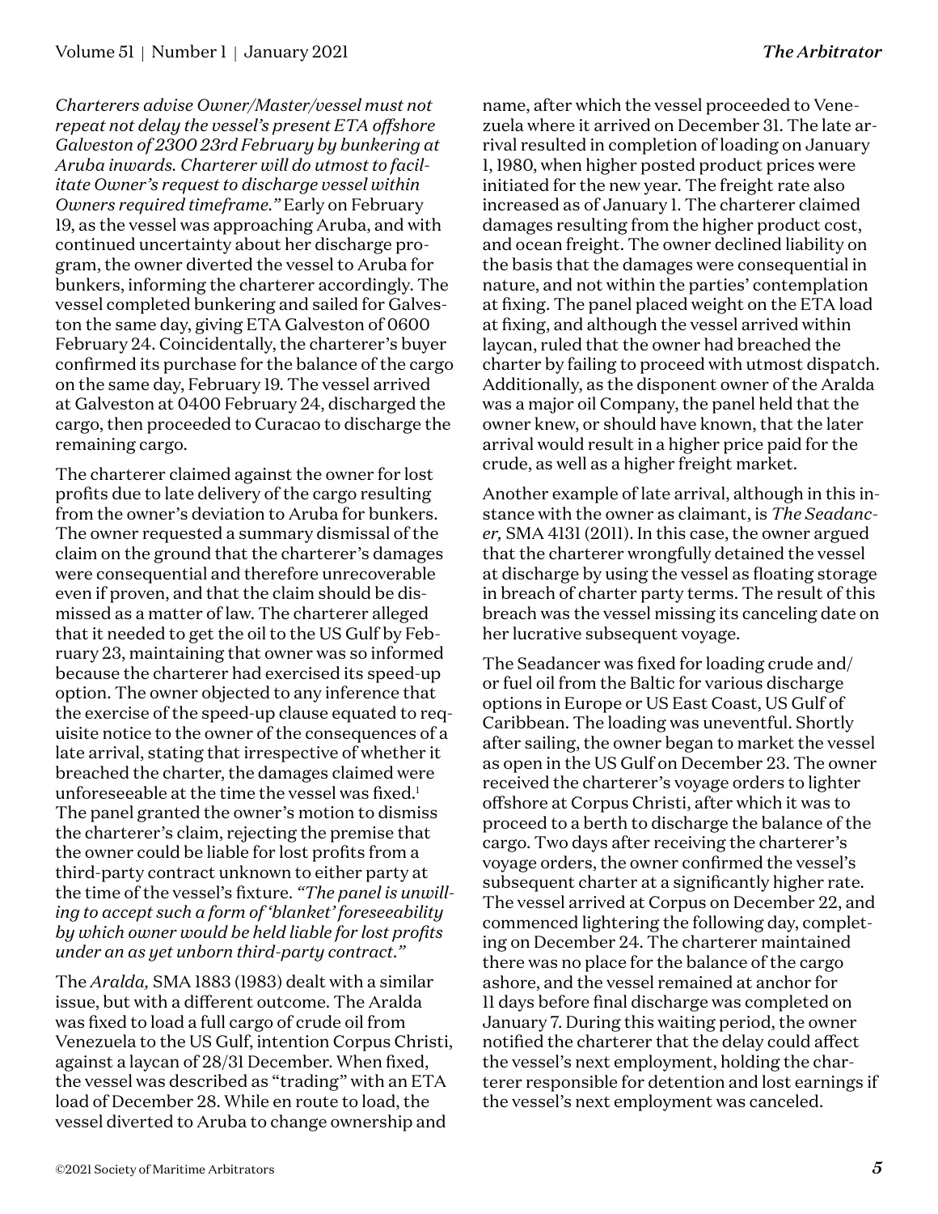*Charterers advise Owner/Master/vessel must not repeat not delay the vessel's present ETA offshore Galveston of 2300 23rd February by bunkering at Aruba inwards. Charterer will do utmost to facilitate Owner's request to discharge vessel within Owners required timeframe."* Early on February 19, as the vessel was approaching Aruba, and with continued uncertainty about her discharge program, the owner diverted the vessel to Aruba for bunkers, informing the charterer accordingly. The vessel completed bunkering and sailed for Galveston the same day, giving ETA Galveston of 0600 February 24. Coincidentally, the charterer's buyer confirmed its purchase for the balance of the cargo on the same day, February 19. The vessel arrived at Galveston at 0400 February 24, discharged the cargo, then proceeded to Curacao to discharge the remaining cargo.

The charterer claimed against the owner for lost profits due to late delivery of the cargo resulting from the owner's deviation to Aruba for bunkers. The owner requested a summary dismissal of the claim on the ground that the charterer's damages were consequential and therefore unrecoverable even if proven, and that the claim should be dismissed as a matter of law. The charterer alleged that it needed to get the oil to the US Gulf by February 23, maintaining that owner was so informed because the charterer had exercised its speed-up option. The owner objected to any inference that the exercise of the speed-up clause equated to requisite notice to the owner of the consequences of a late arrival, stating that irrespective of whether it breached the charter, the damages claimed were unforeseeable at the time the vessel was fixed.[1] The panel granted the owner's motion to dismiss the charterer's claim, rejecting the premise that the owner could be liable for lost profits from a third-party contract unknown to either party at the time of the vessel's fixture. *"The panel is unwilling to accept such a form of 'blanket' foreseeability by which owner would be held liable for lost profits under an as yet unborn third-party contract."*

The *Aralda,* SMA 1883 (1983) dealt with a similar issue, but with a different outcome. The Aralda was fixed to load a full cargo of crude oil from Venezuela to the US Gulf, intention Corpus Christi, against a laycan of 28/31 December. When fixed, the vessel was described as "trading" with an ETA load of December 28. While en route to load, the vessel diverted to Aruba to change ownership and name, after which the vessel proceeded to Venezuela where it arrived on December 31. The late arrival resulted in completion of loading on January 1, 1980, when higher posted product prices were initiated for the new year. The freight rate also increased as of January 1. The charterer claimed damages resulting from the higher product cost, and ocean freight. The owner declined liability on the basis that the damages were consequential in nature, and not within the parties' contemplation at fixing. The panel placed weight on the ETA load at fixing, and although the vessel arrived within laycan, ruled that the owner had breached the charter by failing to proceed with utmost dispatch. Additionally, as the disponent owner of the Aralda was a major oil Company, the panel held that the owner knew, or should have known, that the later arrival would result in a higher price paid for the crude, as well as a higher freight market.

Another example of late arrival, although in this instance with the owner as claimant, is *The Seadancer,* SMA 4131 (2011). In this case, the owner argued that the charterer wrongfully detained the vessel at discharge by using the vessel as floating storage in breach of charter party terms. The result of this breach was the vessel missing its canceling date on her lucrative subsequent voyage.

The Seadancer was fixed for loading crude and/or fuel oil from the Baltic for various discharge options in Europe or US East Coast, US Gulf of Caribbean. The loading was uneventful. Shortly after sailing, the owner began to market the vessel as open in the US Gulf on December 23. The owner received the charterer's voyage orders to lighter offshore at Corpus Christi, after which it was to proceed to a berth to discharge the balance of the cargo. Two days after receiving the charterer's voyage orders, the owner confirmed the vessel's subsequent charter at a significantly higher rate. The vessel arrived at Corpus on December 22, and commenced lightering the following day, completing on December 24. The charterer maintained there was no place for the balance of the cargo ashore, and the vessel remained at anchor for 11 days before final discharge was completed on January 7. During this waiting period, the owner notified the charterer that the delay could affect the vessel's next employment, holding the charterer responsible for detention and lost earnings if the vessel's next employment was canceled.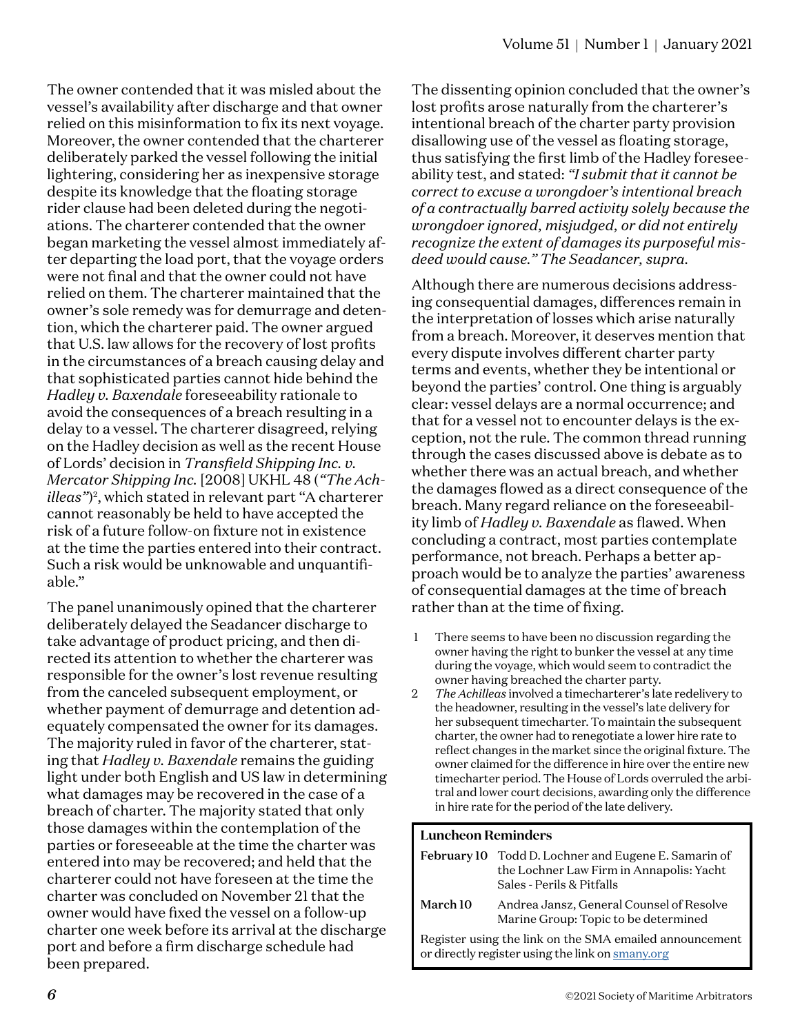The owner contended that it was misled about the vessel's availability after discharge and that owner relied on this misinformation to fix its next voyage. Moreover, the owner contended that the charterer deliberately parked the vessel following the initial lightering, considering her as inexpensive storage despite its knowledge that the floating storage rider clause had been deleted during the negotiations. The charterer contended that the owner began marketing the vessel almost immediately after departing the load port, that the voyage orders were not final and that the owner could not have relied on them. The charterer maintained that the owner's sole remedy was for demurrage and detention, which the charterer paid. The owner argued that U.S. law allows for the recovery of lost profits in the circumstances of a breach causing delay and that sophisticated parties cannot hide behind the *Hadley v. Baxendale* foreseeability rationale to avoid the consequences of a breach resulting in a delay to a vessel. The charterer disagreed, relying on the Hadley decision as well as the recent House of Lords' decision in *Transfield Shipping Inc. v. Mercator Shipping Inc.* [2008] UKHL 48 (*"The Achilleas"*)[2], which stated in relevant part "A charterer cannot reasonably be held to have accepted the risk of a future follow-on fixture not in existence at the time the parties entered into their contract. Such a risk would be unknowable and unquantifiable."

The panel unanimously opined that the charterer deliberately delayed the Seadancer discharge to take advantage of product pricing, and then directed its attention to whether the charterer was responsible for the owner's lost revenue resulting from the canceled subsequent employment, or whether payment of demurrage and detention adequately compensated the owner for its damages. The majority ruled in favor of the charterer, stating that *Hadley v. Baxendale* remains the guiding light under both English and US law in determining what damages may be recovered in the case of a breach of charter. The majority stated that only those damages within the contemplation of the parties or foreseeable at the time the charter was entered into may be recovered; and held that the charterer could not have foreseen at the time the charter was concluded on November 21 that the owner would have fixed the vessel on a follow-up charter one week before its arrival at the discharge port and before a firm discharge schedule had been prepared.

The dissenting opinion concluded that the owner's lost profits arose naturally from the charterer's intentional breach of the charter party provision disallowing use of the vessel as floating storage, thus satisfying the first limb of the Hadley foreseeability test, and stated: *"I submit that it cannot be correct to excuse a wrongdoer's intentional breach of a contractually barred activity solely because the wrongdoer ignored, misjudged, or did not entirely recognize the extent of damages its purposeful misdeed would cause." The Seadancer, supra.*

Although there are numerous decisions addressing consequential damages, differences remain in the interpretation of losses which arise naturally from a breach. Moreover, it deserves mention that every dispute involves different charter party terms and events, whether they be intentional or beyond the parties' control. One thing is arguably clear: vessel delays are a normal occurrence; and that for a vessel not to encounter delays is the exception, not the rule. The common thread running through the cases discussed above is debate as to whether there was an actual breach, and whether the damages flowed as a direct consequence of the breach. Many regard reliance on the foreseeability limb of *Hadley v. Baxendale* as flawed. When concluding a contract, most parties contemplate performance, not breach. Perhaps a better approach would be to analyze the parties' awareness of consequential damages at the time of breach rather than at the time of fixing.

1. There seems to have been no discussion regarding the owner having the right to bunker the vessel at any time during the voyage, which would seem to contradict the owner having breached the charter party.
2. *The Achilleas* involved a timecharterer's late redelivery to the headowner, resulting in the vessel's late delivery for her subsequent timecharter. To maintain the subsequent charter, the owner had to renegotiate a lower hire rate to reflect changes in the market since the original fixture. The owner claimed for the difference in hire over the entire new timecharter period. The House of Lords overruled the arbitral and lower court decisions, awarding only the difference in hire rate for the period of the late delivery.

**Luncheon Reminders**

| | |
|---|---|
| **February 10** | Todd D. Lochner and Eugene E. Samarin of the Lochner Law Firm in Annapolis: Yacht Sales - Perils & Pitfalls |
| **March 10** | Andrea Jansz, General Counsel of Resolve Marine Group: Topic to be determined |

Register using the link on the SMA emailed announcement or directly register using the link on smany.org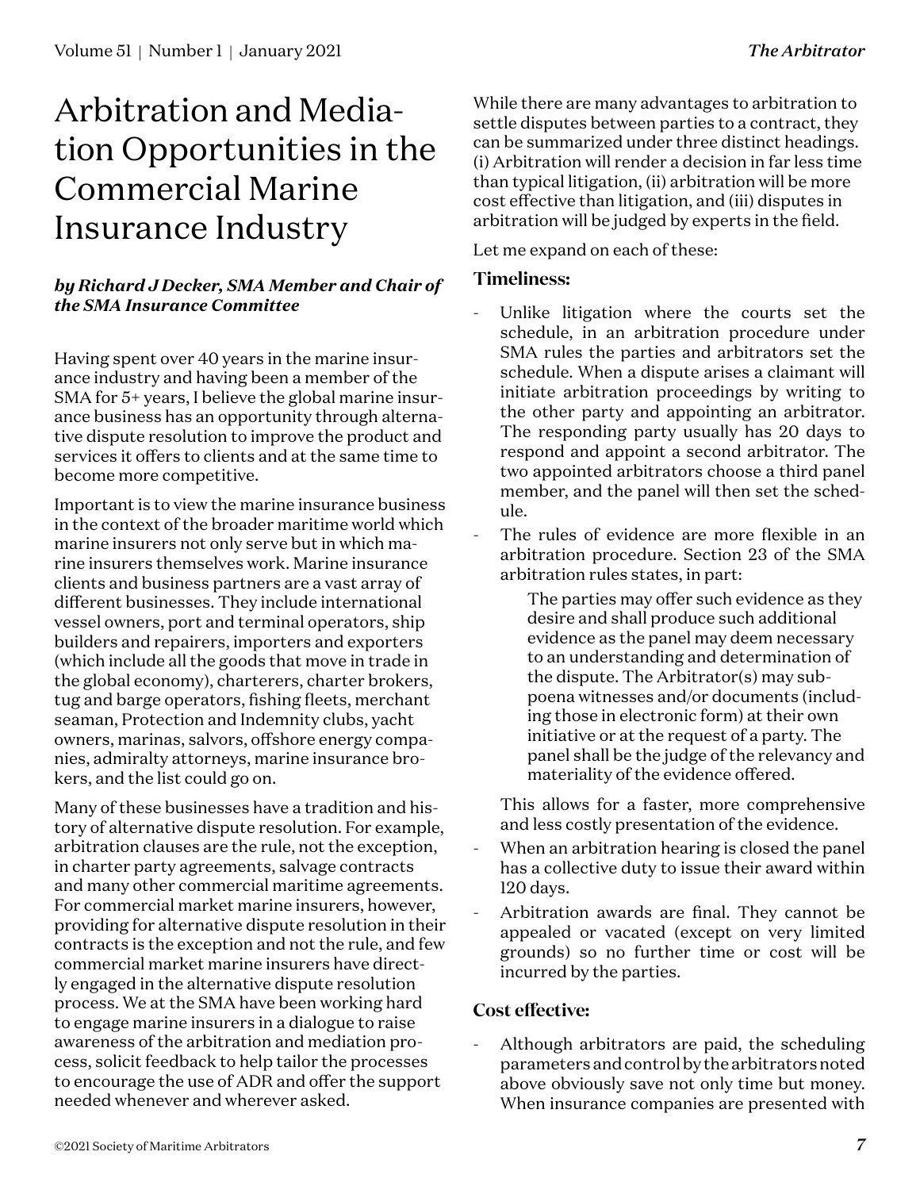# Arbitration and Mediation Opportunities in the Commercial Marine Insurance Industry

***by Richard J Decker, SMA Member and Chair of the SMA Insurance Committee***

Having spent over 40 years in the marine insurance industry and having been a member of the SMA for 5+ years, I believe the global marine insurance business has an opportunity through alternative dispute resolution to improve the product and services it offers to clients and at the same time to become more competitive.

Important is to view the marine insurance business in the context of the broader maritime world which marine insurers not only serve but in which marine insurers themselves work. Marine insurance clients and business partners are a vast array of different businesses. They include international vessel owners, port and terminal operators, ship builders and repairers, importers and exporters (which include all the goods that move in trade in the global economy), charterers, charter brokers, tug and barge operators, fishing fleets, merchant seaman, Protection and Indemnity clubs, yacht owners, marinas, salvors, offshore energy companies, admiralty attorneys, marine insurance brokers, and the list could go on.

Many of these businesses have a tradition and history of alternative dispute resolution. For example, arbitration clauses are the rule, not the exception, in charter party agreements, salvage contracts and many other commercial maritime agreements. For commercial market marine insurers, however, providing for alternative dispute resolution in their contracts is the exception and not the rule, and few commercial market marine insurers have directly engaged in the alternative dispute resolution process. We at the SMA have been working hard to engage marine insurers in a dialogue to raise awareness of the arbitration and mediation process, solicit feedback to help tailor the processes to encourage the use of ADR and offer the support needed whenever and wherever asked.

While there are many advantages to arbitration to settle disputes between parties to a contract, they can be summarized under three distinct headings. (i) Arbitration will render a decision in far less time than typical litigation, (ii) arbitration will be more cost effective than litigation, and (iii) disputes in arbitration will be judged by experts in the field.

Let me expand on each of these:

### Timeliness:

- Unlike litigation where the courts set the schedule, in an arbitration procedure under SMA rules the parties and arbitrators set the schedule. When a dispute arises a claimant will initiate arbitration proceedings by writing to the other party and appointing an arbitrator. The responding party usually has 20 days to respond and appoint a second arbitrator. The two appointed arbitrators choose a third panel member, and the panel will then set the schedule.
- The rules of evidence are more flexible in an arbitration procedure. Section 23 of the SMA arbitration rules states, in part:

  > The parties may offer such evidence as they desire and shall produce such additional evidence as the panel may deem necessary to an understanding and determination of the dispute. The Arbitrator(s) may subpoena witnesses and/or documents (including those in electronic form) at their own initiative or at the request of a party. The panel shall be the judge of the relevancy and materiality of the evidence offered.

  This allows for a faster, more comprehensive and less costly presentation of the evidence.
- When an arbitration hearing is closed the panel has a collective duty to issue their award within 120 days.
- Arbitration awards are final. They cannot be appealed or vacated (except on very limited grounds) so no further time or cost will be incurred by the parties.

### Cost effective:

- Although arbitrators are paid, the scheduling parameters and control by the arbitrators noted above obviously save not only time but money. When insurance companies are presented with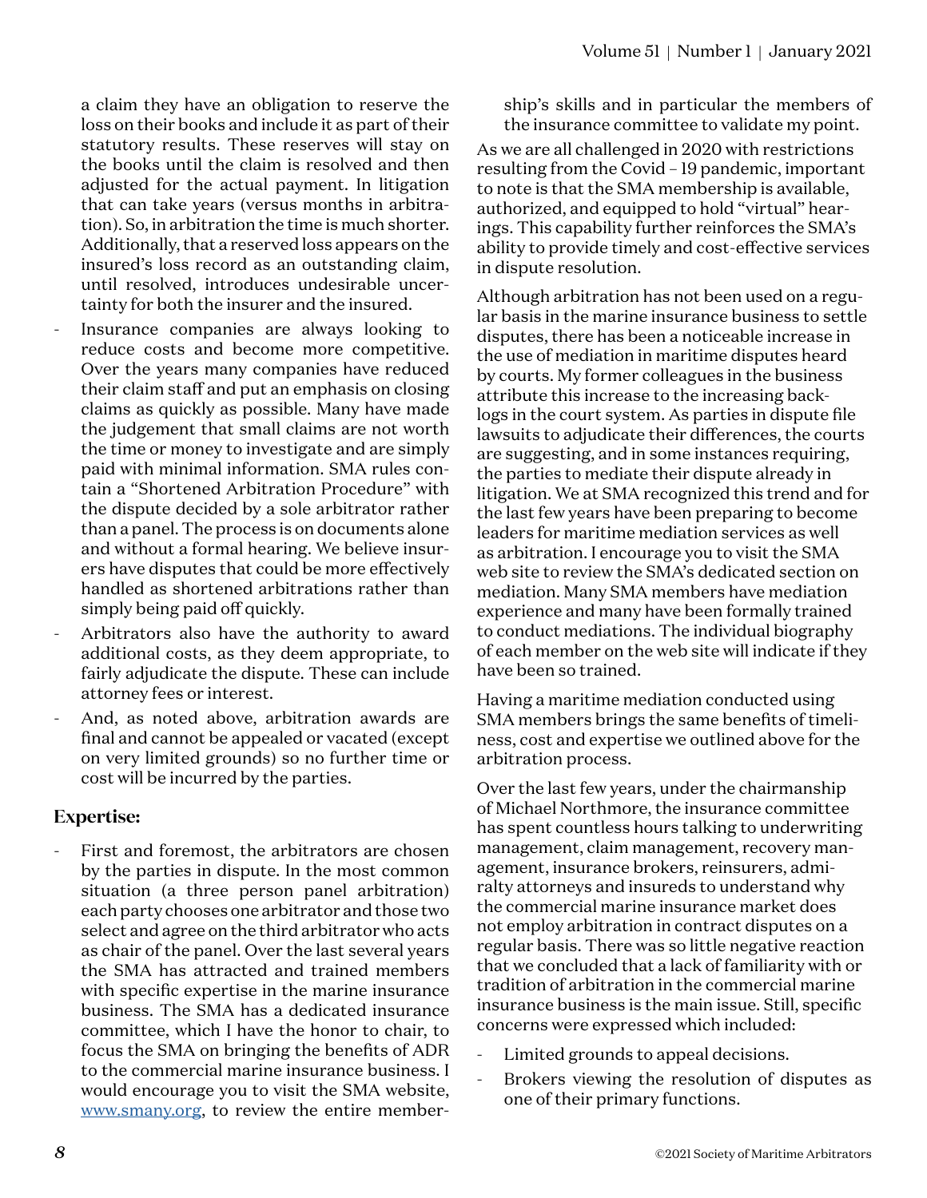a claim they have an obligation to reserve the loss on their books and include it as part of their statutory results. These reserves will stay on the books until the claim is resolved and then adjusted for the actual payment. In litigation that can take years (versus months in arbitration). So, in arbitration the time is much shorter. Additionally, that a reserved loss appears on the insured's loss record as an outstanding claim, until resolved, introduces undesirable uncertainty for both the insurer and the insured.

- Insurance companies are always looking to reduce costs and become more competitive. Over the years many companies have reduced their claim staff and put an emphasis on closing claims as quickly as possible. Many have made the judgement that small claims are not worth the time or money to investigate and are simply paid with minimal information. SMA rules contain a "Shortened Arbitration Procedure" with the dispute decided by a sole arbitrator rather than a panel. The process is on documents alone and without a formal hearing. We believe insurers have disputes that could be more effectively handled as shortened arbitrations rather than simply being paid off quickly.
- Arbitrators also have the authority to award additional costs, as they deem appropriate, to fairly adjudicate the dispute. These can include attorney fees or interest.
- And, as noted above, arbitration awards are final and cannot be appealed or vacated (except on very limited grounds) so no further time or cost will be incurred by the parties.

### Expertise:

- First and foremost, the arbitrators are chosen by the parties in dispute. In the most common situation (a three person panel arbitration) each party chooses one arbitrator and those two select and agree on the third arbitrator who acts as chair of the panel. Over the last several years the SMA has attracted and trained members with specific expertise in the marine insurance business. The SMA has a dedicated insurance committee, which I have the honor to chair, to focus the SMA on bringing the benefits of ADR to the commercial marine insurance business. I would encourage you to visit the SMA website, [www.smany.org](www.smany.org), to review the entire membership's skills and in particular the members of the insurance committee to validate my point.

As we are all challenged in 2020 with restrictions resulting from the Covid – 19 pandemic, important to note is that the SMA membership is available, authorized, and equipped to hold "virtual" hearings. This capability further reinforces the SMA's ability to provide timely and cost-effective services in dispute resolution.

Although arbitration has not been used on a regular basis in the marine insurance business to settle disputes, there has been a noticeable increase in the use of mediation in maritime disputes heard by courts. My former colleagues in the business attribute this increase to the increasing backlogs in the court system. As parties in dispute file lawsuits to adjudicate their differences, the courts are suggesting, and in some instances requiring, the parties to mediate their dispute already in litigation. We at SMA recognized this trend and for the last few years have been preparing to become leaders for maritime mediation services as well as arbitration. I encourage you to visit the SMA web site to review the SMA's dedicated section on mediation. Many SMA members have mediation experience and many have been formally trained to conduct mediations. The individual biography of each member on the web site will indicate if they have been so trained.

Having a maritime mediation conducted using SMA members brings the same benefits of timeliness, cost and expertise we outlined above for the arbitration process.

Over the last few years, under the chairmanship of Michael Northmore, the insurance committee has spent countless hours talking to underwriting management, claim management, recovery management, insurance brokers, reinsurers, admiralty attorneys and insureds to understand why the commercial marine insurance market does not employ arbitration in contract disputes on a regular basis. There was so little negative reaction that we concluded that a lack of familiarity with or tradition of arbitration in the commercial marine insurance business is the main issue. Still, specific concerns were expressed which included:

- Limited grounds to appeal decisions.
- Brokers viewing the resolution of disputes as one of their primary functions.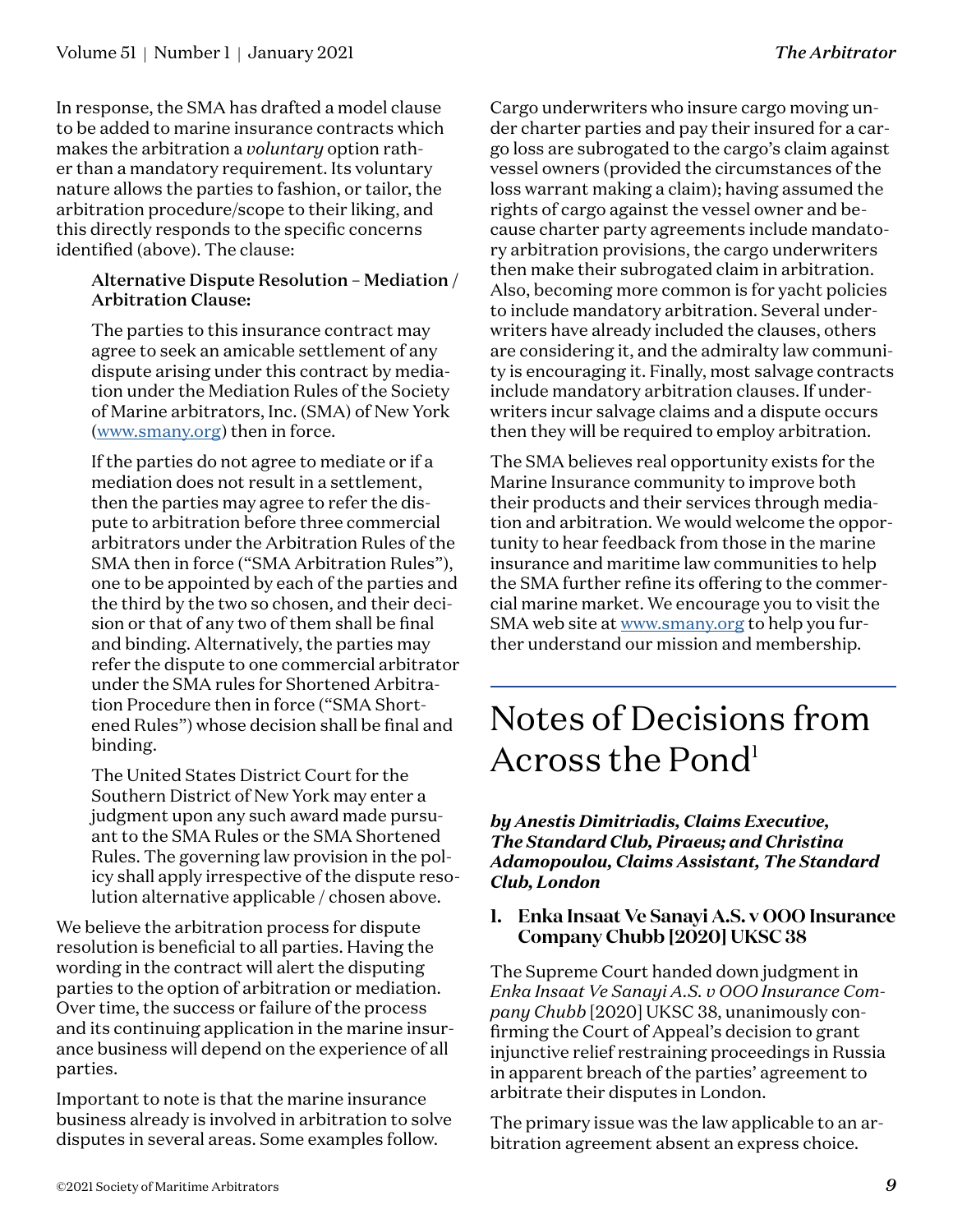In response, the SMA has drafted a model clause to be added to marine insurance contracts which makes the arbitration a *voluntary* option rather than a mandatory requirement. Its voluntary nature allows the parties to fashion, or tailor, the arbitration procedure/scope to their liking, and this directly responds to the specific concerns identified (above). The clause:

> **Alternative Dispute Resolution – Mediation / Arbitration Clause:**
>
> The parties to this insurance contract may agree to seek an amicable settlement of any dispute arising under this contract by mediation under the Mediation Rules of the Society of Marine arbitrators, Inc. (SMA) of New York (www.smany.org) then in force.
>
> If the parties do not agree to mediate or if a mediation does not result in a settlement, then the parties may agree to refer the dispute to arbitration before three commercial arbitrators under the Arbitration Rules of the SMA then in force ("SMA Arbitration Rules"), one to be appointed by each of the parties and the third by the two so chosen, and their decision or that of any two of them shall be final and binding. Alternatively, the parties may refer the dispute to one commercial arbitrator under the SMA rules for Shortened Arbitration Procedure then in force ("SMA Shortened Rules") whose decision shall be final and binding.
>
> The United States District Court for the Southern District of New York may enter a judgment upon any such award made pursuant to the SMA Rules or the SMA Shortened Rules. The governing law provision in the policy shall apply irrespective of the dispute resolution alternative applicable / chosen above.

We believe the arbitration process for dispute resolution is beneficial to all parties. Having the wording in the contract will alert the disputing parties to the option of arbitration or mediation. Over time, the success or failure of the process and its continuing application in the marine insurance business will depend on the experience of all parties.

Important to note is that the marine insurance business already is involved in arbitration to solve disputes in several areas. Some examples follow.

Cargo underwriters who insure cargo moving under charter parties and pay their insured for a cargo loss are subrogated to the cargo's claim against vessel owners (provided the circumstances of the loss warrant making a claim); having assumed the rights of cargo against the vessel owner and because charter party agreements include mandatory arbitration provisions, the cargo underwriters then make their subrogated claim in arbitration. Also, becoming more common is for yacht policies to include mandatory arbitration. Several underwriters have already included the clauses, others are considering it, and the admiralty law community is encouraging it. Finally, most salvage contracts include mandatory arbitration clauses. If underwriters incur salvage claims and a dispute occurs then they will be required to employ arbitration.

The SMA believes real opportunity exists for the Marine Insurance community to improve both their products and their services through mediation and arbitration. We would welcome the opportunity to hear feedback from those in the marine insurance and maritime law communities to help the SMA further refine its offering to the commercial marine market. We encourage you to visit the SMA web site at www.smany.org to help you further understand our mission and membership.

# Notes of Decisions from Across the Pond[1]

***by Anestis Dimitriadis, Claims Executive, The Standard Club, Piraeus; and Christina Adamopoulou, Claims Assistant, The Standard Club, London***

## 1. Enka Insaat Ve Sanayi A.S. v OOO Insurance Company Chubb [2020] UKSC 38

The Supreme Court handed down judgment in *Enka Insaat Ve Sanayi A.S. v OOO Insurance Company Chubb* [2020] UKSC 38, unanimously confirming the Court of Appeal's decision to grant injunctive relief restraining proceedings in Russia in apparent breach of the parties' agreement to arbitrate their disputes in London.

The primary issue was the law applicable to an arbitration agreement absent an express choice.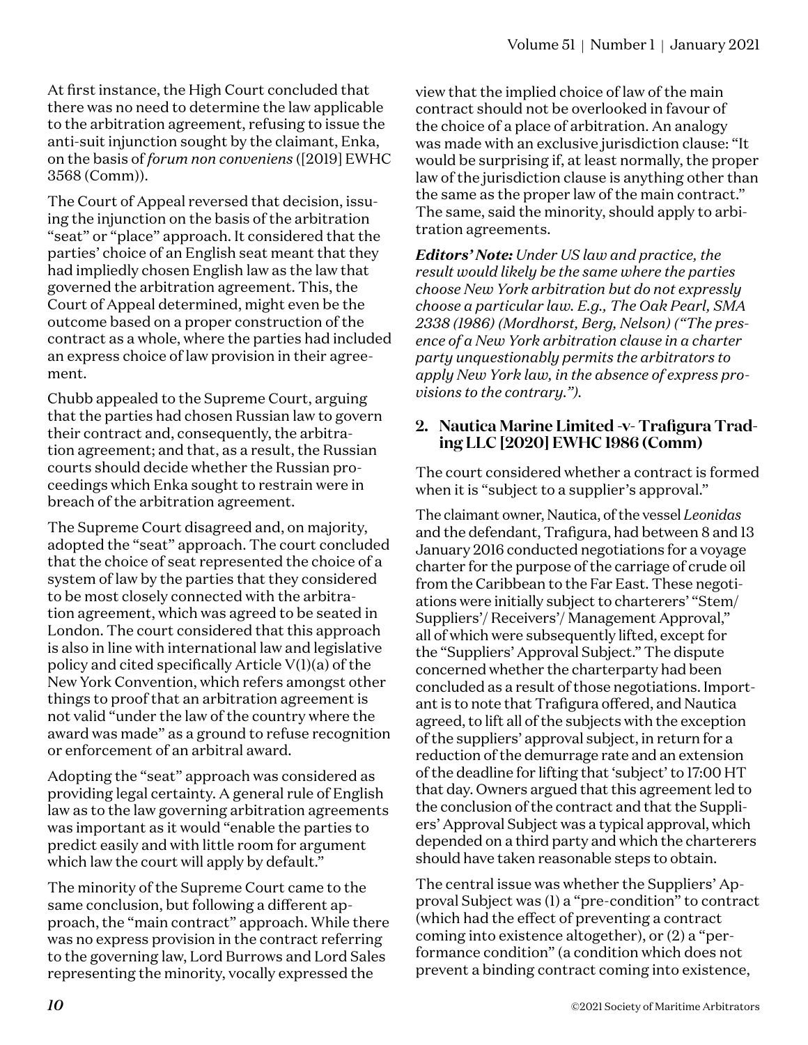At first instance, the High Court concluded that there was no need to determine the law applicable to the arbitration agreement, refusing to issue the anti-suit injunction sought by the claimant, Enka, on the basis of *forum non conveniens* ([2019] EWHC 3568 (Comm)).

The Court of Appeal reversed that decision, issuing the injunction on the basis of the arbitration "seat" or "place" approach. It considered that the parties' choice of an English seat meant that they had impliedly chosen English law as the law that governed the arbitration agreement. This, the Court of Appeal determined, might even be the outcome based on a proper construction of the contract as a whole, where the parties had included an express choice of law provision in their agreement.

Chubb appealed to the Supreme Court, arguing that the parties had chosen Russian law to govern their contract and, consequently, the arbitration agreement; and that, as a result, the Russian courts should decide whether the Russian proceedings which Enka sought to restrain were in breach of the arbitration agreement.

The Supreme Court disagreed and, on majority, adopted the "seat" approach. The court concluded that the choice of seat represented the choice of a system of law by the parties that they considered to be most closely connected with the arbitration agreement, which was agreed to be seated in London. The court considered that this approach is also in line with international law and legislative policy and cited specifically Article V(1)(a) of the New York Convention, which refers amongst other things to proof that an arbitration agreement is not valid "under the law of the country where the award was made" as a ground to refuse recognition or enforcement of an arbitral award.

Adopting the "seat" approach was considered as providing legal certainty. A general rule of English law as to the law governing arbitration agreements was important as it would "enable the parties to predict easily and with little room for argument which law the court will apply by default."

The minority of the Supreme Court came to the same conclusion, but following a different approach, the "main contract" approach. While there was no express provision in the contract referring to the governing law, Lord Burrows and Lord Sales representing the minority, vocally expressed the view that the implied choice of law of the main contract should not be overlooked in favour of the choice of a place of arbitration. An analogy was made with an exclusive jurisdiction clause: "It would be surprising if, at least normally, the proper law of the jurisdiction clause is anything other than the same as the proper law of the main contract." The same, said the minority, should apply to arbitration agreements.

***Editors' Note:*** *Under US law and practice, the result would likely be the same where the parties choose New York arbitration but do not expressly choose a particular law. E.g., The Oak Pearl, SMA 2338 (1986) (Mordhorst, Berg, Nelson) ("The presence of a New York arbitration clause in a charter party unquestionably permits the arbitrators to apply New York law, in the absence of express provisions to the contrary.").*

## 2. Nautica Marine Limited -v- Trafigura Trading LLC [2020] EWHC 1986 (Comm)

The court considered whether a contract is formed when it is "subject to a supplier's approval."

The claimant owner, Nautica, of the vessel *Leonidas* and the defendant, Trafigura, had between 8 and 13 January 2016 conducted negotiations for a voyage charter for the purpose of the carriage of crude oil from the Caribbean to the Far East. These negotiations were initially subject to charterers' "Stem/ Suppliers'/ Receivers'/ Management Approval," all of which were subsequently lifted, except for the "Suppliers' Approval Subject." The dispute concerned whether the charterparty had been concluded as a result of those negotiations. Important is to note that Trafigura offered, and Nautica agreed, to lift all of the subjects with the exception of the suppliers' approval subject, in return for a reduction of the demurrage rate and an extension of the deadline for lifting that 'subject' to 17:00 HT that day. Owners argued that this agreement led to the conclusion of the contract and that the Suppliers' Approval Subject was a typical approval, which depended on a third party and which the charterers should have taken reasonable steps to obtain.

The central issue was whether the Suppliers' Approval Subject was (1) a "pre-condition" to contract (which had the effect of preventing a contract coming into existence altogether), or (2) a "performance condition" (a condition which does not prevent a binding contract coming into existence,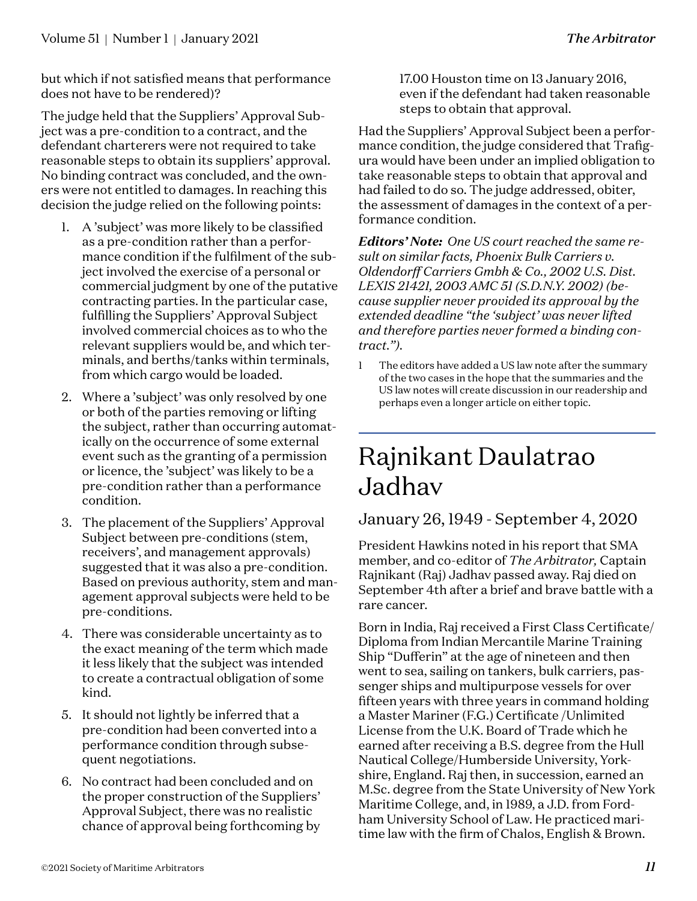but which if not satisfied means that performance does not have to be rendered)?

The judge held that the Suppliers' Approval Subject was a pre-condition to a contract, and the defendant charterers were not required to take reasonable steps to obtain its suppliers' approval. No binding contract was concluded, and the owners were not entitled to damages. In reaching this decision the judge relied on the following points:

1. A 'subject' was more likely to be classified as a pre-condition rather than a performance condition if the fulfilment of the subject involved the exercise of a personal or commercial judgment by one of the putative contracting parties. In the particular case, fulfilling the Suppliers' Approval Subject involved commercial choices as to who the relevant suppliers would be, and which terminals, and berths/tanks within terminals, from which cargo would be loaded.
2. Where a 'subject' was only resolved by one or both of the parties removing or lifting the subject, rather than occurring automatically on the occurrence of some external event such as the granting of a permission or licence, the 'subject' was likely to be a pre-condition rather than a performance condition.
3. The placement of the Suppliers' Approval Subject between pre-conditions (stem, receivers', and management approvals) suggested that it was also a pre-condition. Based on previous authority, stem and management approval subjects were held to be pre-conditions.
4. There was considerable uncertainty as to the exact meaning of the term which made it less likely that the subject was intended to create a contractual obligation of some kind.
5. It should not lightly be inferred that a pre-condition had been converted into a performance condition through subsequent negotiations.
6. No contract had been concluded and on the proper construction of the Suppliers' Approval Subject, there was no realistic chance of approval being forthcoming by 17.00 Houston time on 13 January 2016, even if the defendant had taken reasonable steps to obtain that approval.

Had the Suppliers' Approval Subject been a performance condition, the judge considered that Trafigura would have been under an implied obligation to take reasonable steps to obtain that approval and had failed to do so. The judge addressed, obiter, the assessment of damages in the context of a performance condition.

***Editors' Note:*** *One US court reached the same result on similar facts, Phoenix Bulk Carriers v. Oldendorff Carriers Gmbh & Co., 2002 U.S. Dist. LEXIS 21421, 2003 AMC 51 (S.D.N.Y. 2002) (because supplier never provided its approval by the extended deadline "the 'subject' was never lifted and therefore parties never formed a binding contract.").*

1 The editors have added a US law note after the summary of the two cases in the hope that the summaries and the US law notes will create discussion in our readership and perhaps even a longer article on either topic.

# Rajnikant Daulatrao Jadhav

## January 26, 1949 - September 4, 2020

President Hawkins noted in his report that SMA member, and co-editor of *The Arbitrator,* Captain Rajnikant (Raj) Jadhav passed away. Raj died on September 4th after a brief and brave battle with a rare cancer.

Born in India, Raj received a First Class Certificate/Diploma from Indian Mercantile Marine Training Ship "Dufferin" at the age of nineteen and then went to sea, sailing on tankers, bulk carriers, passenger ships and multipurpose vessels for over fifteen years with three years in command holding a Master Mariner (F.G.) Certificate /Unlimited License from the U.K. Board of Trade which he earned after receiving a B.S. degree from the Hull Nautical College/Humberside University, Yorkshire, England. Raj then, in succession, earned an M.Sc. degree from the State University of New York Maritime College, and, in 1989, a J.D. from Fordham University School of Law. He practiced maritime law with the firm of Chalos, English & Brown.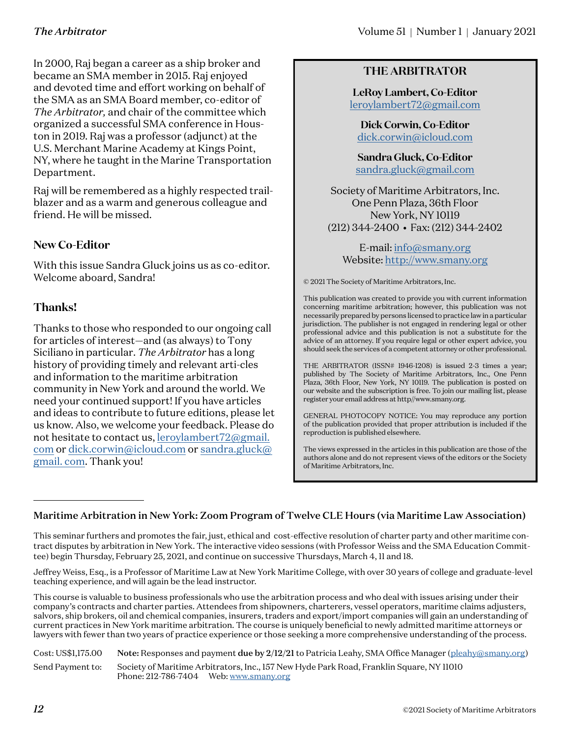In 2000, Raj began a career as a ship broker and became an SMA member in 2015. Raj enjoyed and devoted time and effort working on behalf of the SMA as an SMA Board member, co-editor of *The Arbitrator,* and chair of the committee which organized a successful SMA conference in Houston in 2019. Raj was a professor (adjunct) at the U.S. Merchant Marine Academy at Kings Point, NY, where he taught in the Marine Transportation Department.

Raj will be remembered as a highly respected trailblazer and as a warm and generous colleague and friend. He will be missed.

### New Co-Editor

With this issue Sandra Gluck joins us as co-editor. Welcome aboard, Sandra!

### Thanks!

Thanks to those who responded to our ongoing call for articles of interest—and (as always) to Tony Siciliano in particular. *The Arbitrator* has a long history of providing timely and relevant arti-cles and information to the maritime arbitration community in New York and around the world. We need your continued support! If you have articles and ideas to contribute to future editions, please let us know. Also, we welcome your feedback. Please do not hesitate to contact us, leroylambert72@gmail.com or dick.corwin@icloud.com or sandra.gluck@gmail. com. Thank you!

**THE ARBITRATOR**

**LeRoy Lambert, Co-Editor**
leroylambert72@gmail.com

**Dick Corwin, Co-Editor**
dick.corwin@icloud.com

**Sandra Gluck, Co-Editor**
sandra.gluck@gmail.com

Society of Maritime Arbitrators, Inc.
One Penn Plaza, 36th Floor
New York, NY 10119
(212) 344-2400 • Fax: (212) 344-2402

E-mail: info@smany.org
Website: http://www.smany.org

© 2021 The Society of Maritime Arbitrators, Inc.

This publication was created to provide you with current information concerning maritime arbitration; however, this publication was not necessarily prepared by persons licensed to practice law in a particular jurisdiction. The publisher is not engaged in rendering legal or other professional advice and this publication is not a substitute for the advice of an attorney. If you require legal or other expert advice, you should seek the services of a competent attorney or other professional.

THE ARBITRATOR (ISSN# 1946-1208) is issued 2-3 times a year; published by The Society of Maritime Arbitrators, Inc., One Penn Plaza, 36th Floor, New York, NY 10119. The publication is posted on our website and the subscription is free. To join our mailing list, please register your email address at http//www.smany.org.

GENERAL PHOTOCOPY NOTICE: You may reproduce any portion of the publication provided that proper attribution is included if the reproduction is published elsewhere.

The views expressed in the articles in this publication are those of the authors alone and do not represent views of the editors or the Society of Maritime Arbitrators, Inc.

---

### Maritime Arbitration in New York: Zoom Program of Twelve CLE Hours (via Maritime Law Association)

This seminar furthers and promotes the fair, just, ethical and cost-effective resolution of charter party and other maritime contract disputes by arbitration in New York. The interactive video sessions (with Professor Weiss and the SMA Education Committee) begin Thursday, February 25, 2021, and continue on successive Thursdays, March 4, 11 and 18.

Jeffrey Weiss, Esq., is a Professor of Maritime Law at New York Maritime College, with over 30 years of college and graduate-level teaching experience, and will again be the lead instructor.

This course is valuable to business professionals who use the arbitration process and who deal with issues arising under their company's contracts and charter parties. Attendees from shipowners, charterers, vessel operators, maritime claims adjusters, salvors, ship brokers, oil and chemical companies, insurers, traders and export/import companies will gain an understanding of current practices in New York maritime arbitration. The course is uniquely beneficial to newly admitted maritime attorneys or lawyers with fewer than two years of practice experience or those seeking a more comprehensive understanding of the process.

Cost: US$1,175.00 — **Note:** Responses and payment **due by 2/12/21** to Patricia Leahy, SMA Office Manager (pleahy@smany.org)

Send Payment to: Society of Maritime Arbitrators, Inc., 157 New Hyde Park Road, Franklin Square, NY 11010
Phone: 212-786-7404 Web: www.smany.org